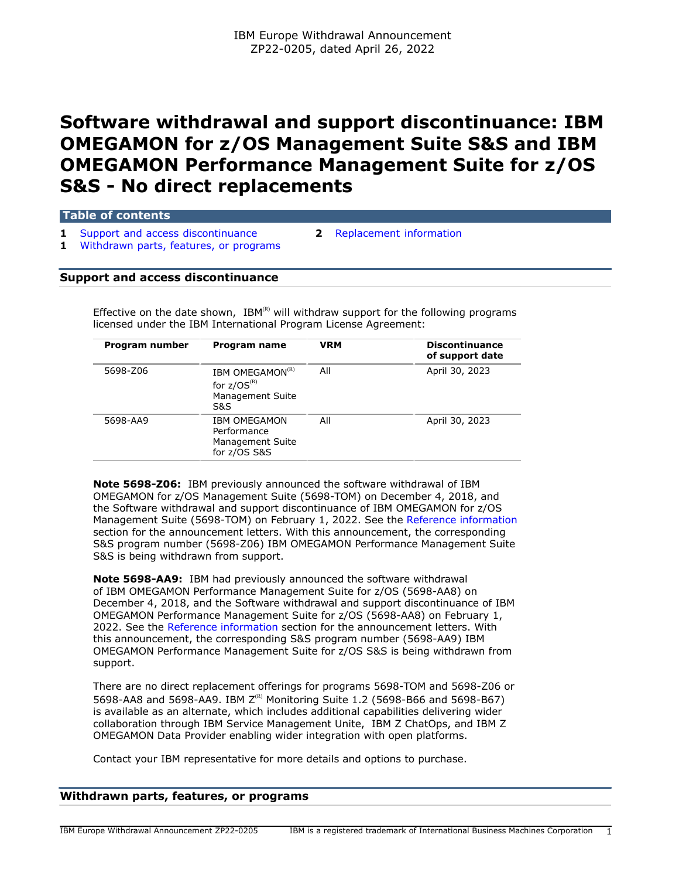IBM Europe Withdrawal Announcement
ZP22-0205, dated April 26, 2022

# Software withdrawal and support discontinuance: IBM OMEGAMON for z/OS Management Suite S&S and IBM OMEGAMON Performance Management Suite for z/OS S&S - No direct replacements

## Table of contents

- 1 Support and access discontinuance
- 1 Withdrawn parts, features, or programs
- 2 Replacement information

## Support and access discontinuance

Effective on the date shown, IBM(R) will withdraw support for the following programs licensed under the IBM International Program License Agreement:

| Program number | Program name | VRM | Discontinuance of support date |
|---|---|---|---|
| 5698-Z06 | IBM OMEGAMON(R) for z/OS(R) Management Suite S&S | All | April 30, 2023 |
| 5698-AA9 | IBM OMEGAMON Performance Management Suite for z/OS S&S | All | April 30, 2023 |

**Note 5698-Z06:** IBM previously announced the software withdrawal of IBM OMEGAMON for z/OS Management Suite (5698-TOM) on December 4, 2018, and the Software withdrawal and support discontinuance of IBM OMEGAMON for z/OS Management Suite (5698-TOM) on February 1, 2022. See the Reference information section for the announcement letters. With this announcement, the corresponding S&S program number (5698-Z06) IBM OMEGAMON Performance Management Suite S&S is being withdrawn from support.

**Note 5698-AA9:** IBM had previously announced the software withdrawal of IBM OMEGAMON Performance Management Suite for z/OS (5698-AA8) on December 4, 2018, and the Software withdrawal and support discontinuance of IBM OMEGAMON Performance Management Suite for z/OS (5698-AA8) on February 1, 2022. See the Reference information section for the announcement letters. With this announcement, the corresponding S&S program number (5698-AA9) IBM OMEGAMON Performance Management Suite for z/OS S&S is being withdrawn from support.

There are no direct replacement offerings for programs 5698-TOM and 5698-Z06 or 5698-AA8 and 5698-AA9. IBM Z(R) Monitoring Suite 1.2 (5698-B66 and 5698-B67) is available as an alternate, which includes additional capabilities delivering wider collaboration through IBM Service Management Unite, IBM Z ChatOps, and IBM Z OMEGAMON Data Provider enabling wider integration with open platforms.

Contact your IBM representative for more details and options to purchase.

## Withdrawn parts, features, or programs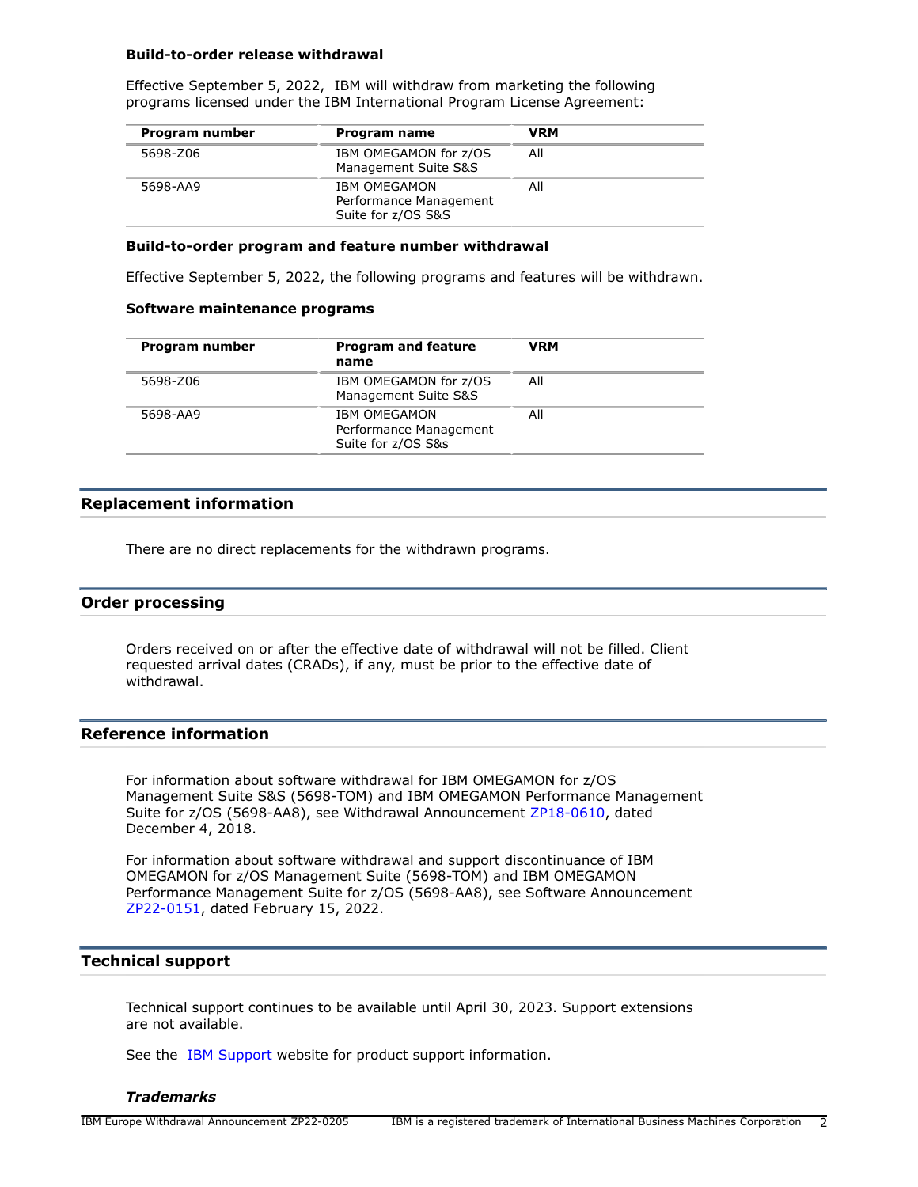**Build-to-order release withdrawal**

Effective September 5, 2022, IBM will withdraw from marketing the following programs licensed under the IBM International Program License Agreement:

| Program number | Program name | VRM |
|---|---|---|
| 5698-Z06 | IBM OMEGAMON for z/OS Management Suite S&S | All |
| 5698-AA9 | IBM OMEGAMON Performance Management Suite for z/OS S&S | All |

**Build-to-order program and feature number withdrawal**

Effective September 5, 2022, the following programs and features will be withdrawn.

**Software maintenance programs**

| Program number | Program and feature name | VRM |
|---|---|---|
| 5698-Z06 | IBM OMEGAMON for z/OS Management Suite S&S | All |
| 5698-AA9 | IBM OMEGAMON Performance Management Suite for z/OS S&s | All |

## Replacement information

There are no direct replacements for the withdrawn programs.

## Order processing

Orders received on or after the effective date of withdrawal will not be filled. Client requested arrival dates (CRADs), if any, must be prior to the effective date of withdrawal.

## Reference information

For information about software withdrawal for IBM OMEGAMON for z/OS Management Suite S&S (5698-TOM) and IBM OMEGAMON Performance Management Suite for z/OS (5698-AA8), see Withdrawal Announcement ZP18-0610, dated December 4, 2018.

For information about software withdrawal and support discontinuance of IBM OMEGAMON for z/OS Management Suite (5698-TOM) and IBM OMEGAMON Performance Management Suite for z/OS (5698-AA8), see Software Announcement ZP22-0151, dated February 15, 2022.

## Technical support

Technical support continues to be available until April 30, 2023. Support extensions are not available.

See the IBM Support website for product support information.

***Trademarks***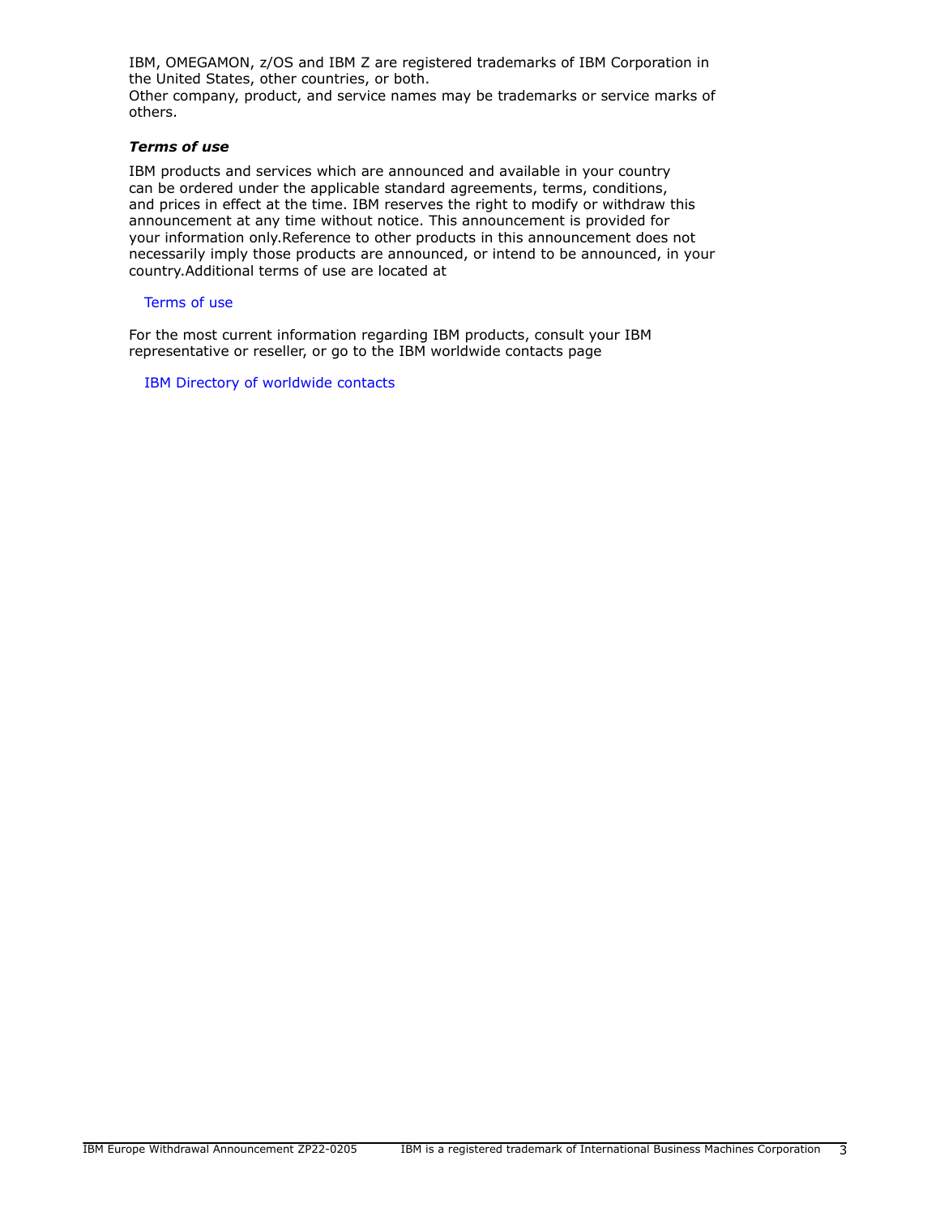IBM, OMEGAMON, z/OS and IBM Z are registered trademarks of IBM Corporation in the United States, other countries, or both.
Other company, product, and service names may be trademarks or service marks of others.

***Terms of use***

IBM products and services which are announced and available in your country can be ordered under the applicable standard agreements, terms, conditions, and prices in effect at the time. IBM reserves the right to modify or withdraw this announcement at any time without notice. This announcement is provided for your information only.Reference to other products in this announcement does not necessarily imply those products are announced, or intend to be announced, in your country.Additional terms of use are located at

Terms of use

For the most current information regarding IBM products, consult your IBM representative or reseller, or go to the IBM worldwide contacts page

IBM Directory of worldwide contacts